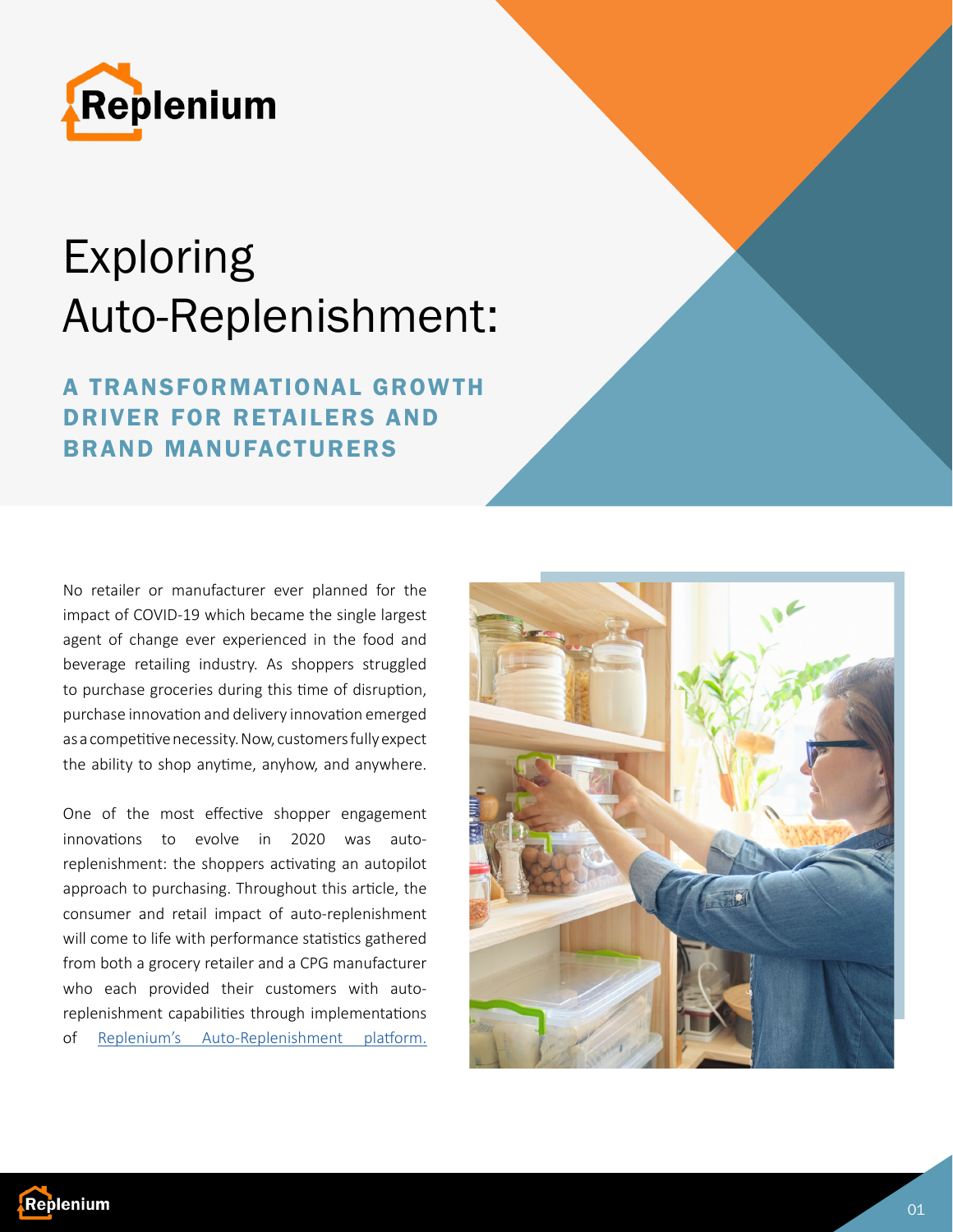# Exploring Auto-Replenishment:

## A TRANSFORMATIONAL GROWTH DRIVER FOR RETAILERS AND BRAND MANUFACTURERS

No retailer or manufacturer ever planned for the impact of COVID-19 which became the single largest agent of change ever experienced in the food and beverage retailing industry. As shoppers struggled to purchase groceries during this time of disruption, purchase innovation and delivery innovation emerged as a competitive necessity. Now, customers fully expect the ability to shop anytime, anyhow, and anywhere.

One of the most effective shopper engagement innovations to evolve in 2020 was auto-replenishment: the shoppers activating an autopilot approach to purchasing. Throughout this article, the consumer and retail impact of auto-replenishment will come to life with performance statistics gathered from both a grocery retailer and a CPG manufacturer who each provided their customers with auto-replenishment capabilities through implementations of Replenium's Auto-Replenishment platform.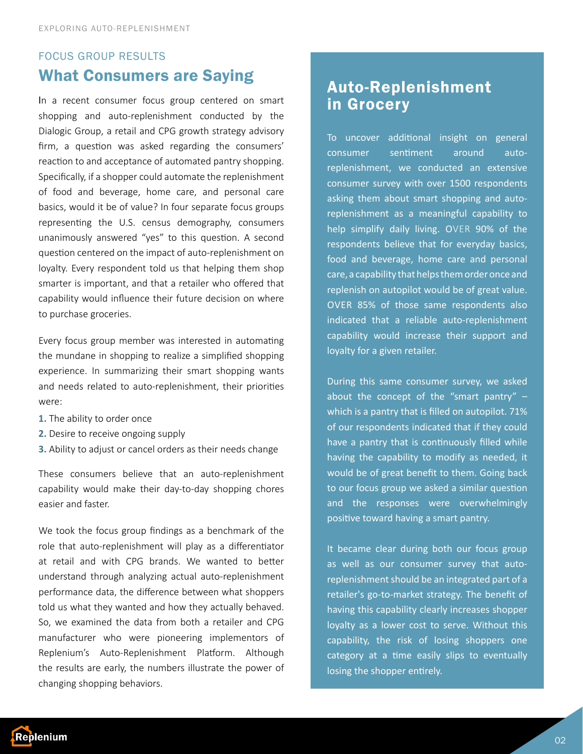FOCUS GROUP RESULTS

## What Consumers are Saying

In a recent consumer focus group centered on smart shopping and auto-replenishment conducted by the Dialogic Group, a retail and CPG growth strategy advisory firm, a question was asked regarding the consumers' reaction to and acceptance of automated pantry shopping. Specifically, if a shopper could automate the replenishment of food and beverage, home care, and personal care basics, would it be of value? In four separate focus groups representing the U.S. census demography, consumers unanimously answered "yes" to this question. A second question centered on the impact of auto-replenishment on loyalty. Every respondent told us that helping them shop smarter is important, and that a retailer who offered that capability would influence their future decision on where to purchase groceries.

Every focus group member was interested in automating the mundane in shopping to realize a simplified shopping experience. In summarizing their smart shopping wants and needs related to auto-replenishment, their priorities were:

1. The ability to order once
2. Desire to receive ongoing supply
3. Ability to adjust or cancel orders as their needs change

These consumers believe that an auto-replenishment capability would make their day-to-day shopping chores easier and faster.

We took the focus group findings as a benchmark of the role that auto-replenishment will play as a differentiator at retail and with CPG brands. We wanted to better understand through analyzing actual auto-replenishment performance data, the difference between what shoppers told us what they wanted and how they actually behaved. So, we examined the data from both a retailer and CPG manufacturer who were pioneering implementors of Replenium's Auto-Replenishment Platform. Although the results are early, the numbers illustrate the power of changing shopping behaviors.

## Auto-Replenishment in Grocery

To uncover additional insight on general consumer sentiment around auto-replenishment, we conducted an extensive consumer survey with over 1500 respondents asking them about smart shopping and auto-replenishment as a meaningful capability to help simplify daily living. OVER 90% of the respondents believe that for everyday basics, food and beverage, home care and personal care, a capability that helps them order once and replenish on autopilot would be of great value. OVER 85% of those same respondents also indicated that a reliable auto-replenishment capability would increase their support and loyalty for a given retailer.

During this same consumer survey, we asked about the concept of the "smart pantry" – which is a pantry that is filled on autopilot. 71% of our respondents indicated that if they could have a pantry that is continuously filled while having the capability to modify as needed, it would be of great benefit to them. Going back to our focus group we asked a similar question and the responses were overwhelmingly positive toward having a smart pantry.

It became clear during both our focus group as well as our consumer survey that auto-replenishment should be an integrated part of a retailer's go-to-market strategy. The benefit of having this capability clearly increases shopper loyalty as a lower cost to serve. Without this capability, the risk of losing shoppers one category at a time easily slips to eventually losing the shopper entirely.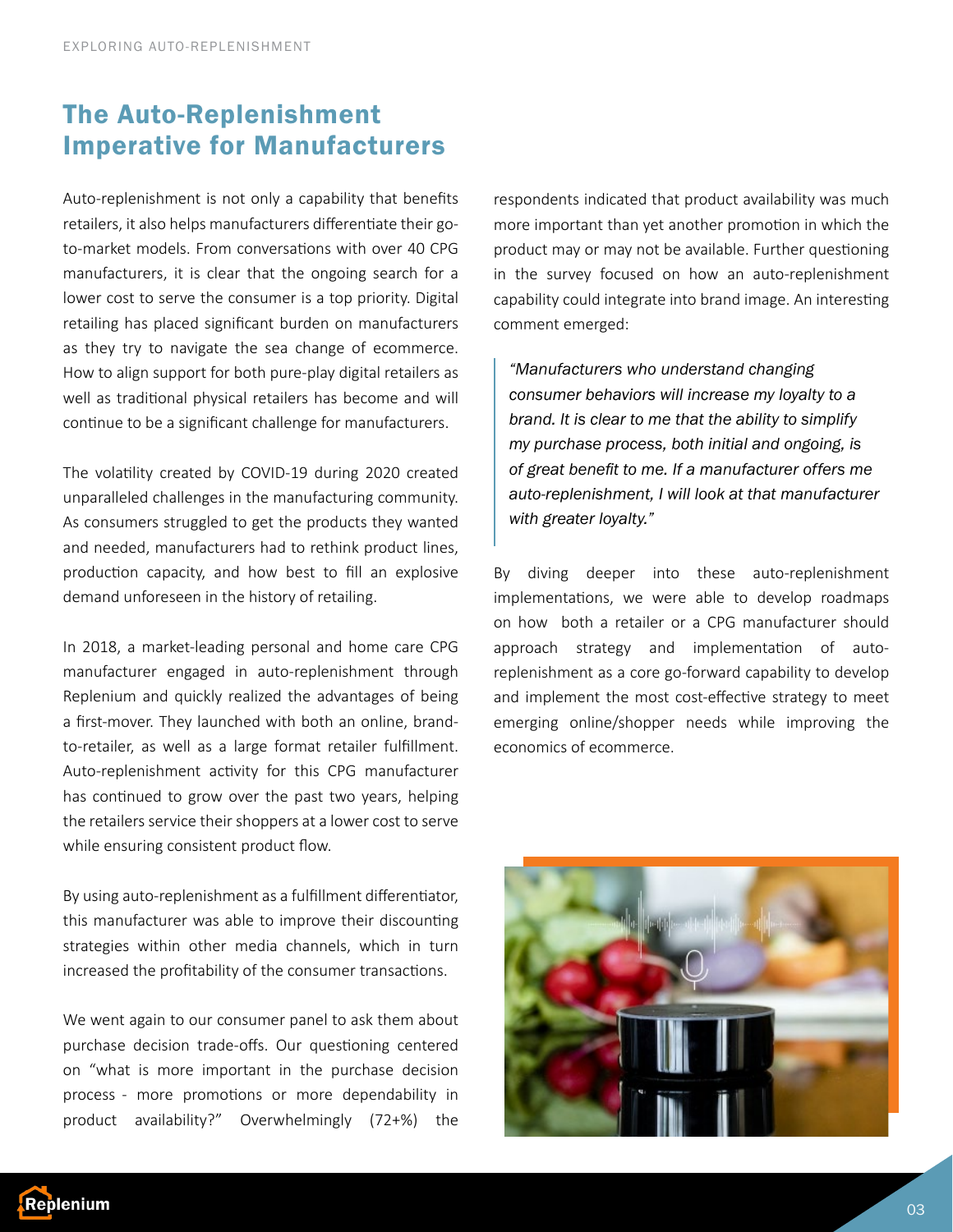## The Auto-Replenishment Imperative for Manufacturers

Auto-replenishment is not only a capability that benefits retailers, it also helps manufacturers differentiate their go-to-market models. From conversations with over 40 CPG manufacturers, it is clear that the ongoing search for a lower cost to serve the consumer is a top priority. Digital retailing has placed significant burden on manufacturers as they try to navigate the sea change of ecommerce. How to align support for both pure-play digital retailers as well as traditional physical retailers has become and will continue to be a significant challenge for manufacturers.

The volatility created by COVID-19 during 2020 created unparalleled challenges in the manufacturing community. As consumers struggled to get the products they wanted and needed, manufacturers had to rethink product lines, production capacity, and how best to fill an explosive demand unforeseen in the history of retailing.

In 2018, a market-leading personal and home care CPG manufacturer engaged in auto-replenishment through Replenium and quickly realized the advantages of being a first-mover. They launched with both an online, brand-to-retailer, as well as a large format retailer fulfillment. Auto-replenishment activity for this CPG manufacturer has continued to grow over the past two years, helping the retailers service their shoppers at a lower cost to serve while ensuring consistent product flow.

By using auto-replenishment as a fulfillment differentiator, this manufacturer was able to improve their discounting strategies within other media channels, which in turn increased the profitability of the consumer transactions.

We went again to our consumer panel to ask them about purchase decision trade-offs. Our questioning centered on "what is more important in the purchase decision process - more promotions or more dependability in product availability?" Overwhelmingly (72+%) the respondents indicated that product availability was much more important than yet another promotion in which the product may or may not be available. Further questioning in the survey focused on how an auto-replenishment capability could integrate into brand image. An interesting comment emerged:

> *"Manufacturers who understand changing consumer behaviors will increase my loyalty to a brand. It is clear to me that the ability to simplify my purchase process, both initial and ongoing, is of great benefit to me. If a manufacturer offers me auto-replenishment, I will look at that manufacturer with greater loyalty."*

By diving deeper into these auto-replenishment implementations, we were able to develop roadmaps on how both a retailer or a CPG manufacturer should approach strategy and implementation of auto-replenishment as a core go-forward capability to develop and implement the most cost-effective strategy to meet emerging online/shopper needs while improving the economics of ecommerce.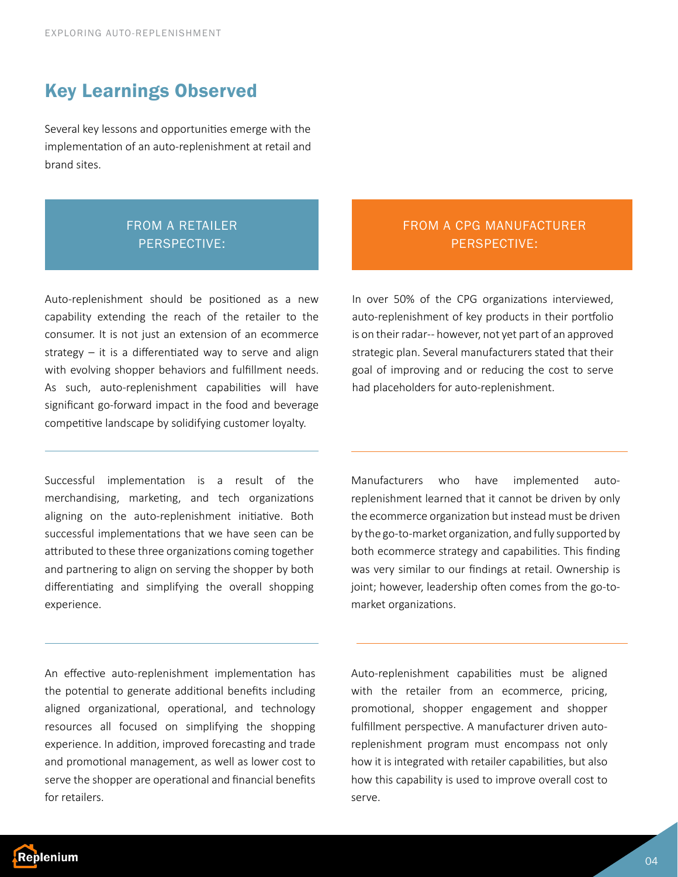## Key Learnings Observed

Several key lessons and opportunities emerge with the implementation of an auto-replenishment at retail and brand sites.

### FROM A RETAILER PERSPECTIVE:

Auto-replenishment should be positioned as a new capability extending the reach of the retailer to the consumer. It is not just an extension of an ecommerce strategy – it is a differentiated way to serve and align with evolving shopper behaviors and fulfillment needs. As such, auto-replenishment capabilities will have significant go-forward impact in the food and beverage competitive landscape by solidifying customer loyalty.

Successful implementation is a result of the merchandising, marketing, and tech organizations aligning on the auto-replenishment initiative. Both successful implementations that we have seen can be attributed to these three organizations coming together and partnering to align on serving the shopper by both differentiating and simplifying the overall shopping experience.

An effective auto-replenishment implementation has the potential to generate additional benefits including aligned organizational, operational, and technology resources all focused on simplifying the shopping experience. In addition, improved forecasting and trade and promotional management, as well as lower cost to serve the shopper are operational and financial benefits for retailers.

### FROM A CPG MANUFACTURER PERSPECTIVE:

In over 50% of the CPG organizations interviewed, auto-replenishment of key products in their portfolio is on their radar-- however, not yet part of an approved strategic plan. Several manufacturers stated that their goal of improving and or reducing the cost to serve had placeholders for auto-replenishment.

Manufacturers who have implemented auto-replenishment learned that it cannot be driven by only the ecommerce organization but instead must be driven by the go-to-market organization, and fully supported by both ecommerce strategy and capabilities. This finding was very similar to our findings at retail. Ownership is joint; however, leadership often comes from the go-to-market organizations.

Auto-replenishment capabilities must be aligned with the retailer from an ecommerce, pricing, promotional, shopper engagement and shopper fulfillment perspective. A manufacturer driven auto-replenishment program must encompass not only how it is integrated with retailer capabilities, but also how this capability is used to improve overall cost to serve.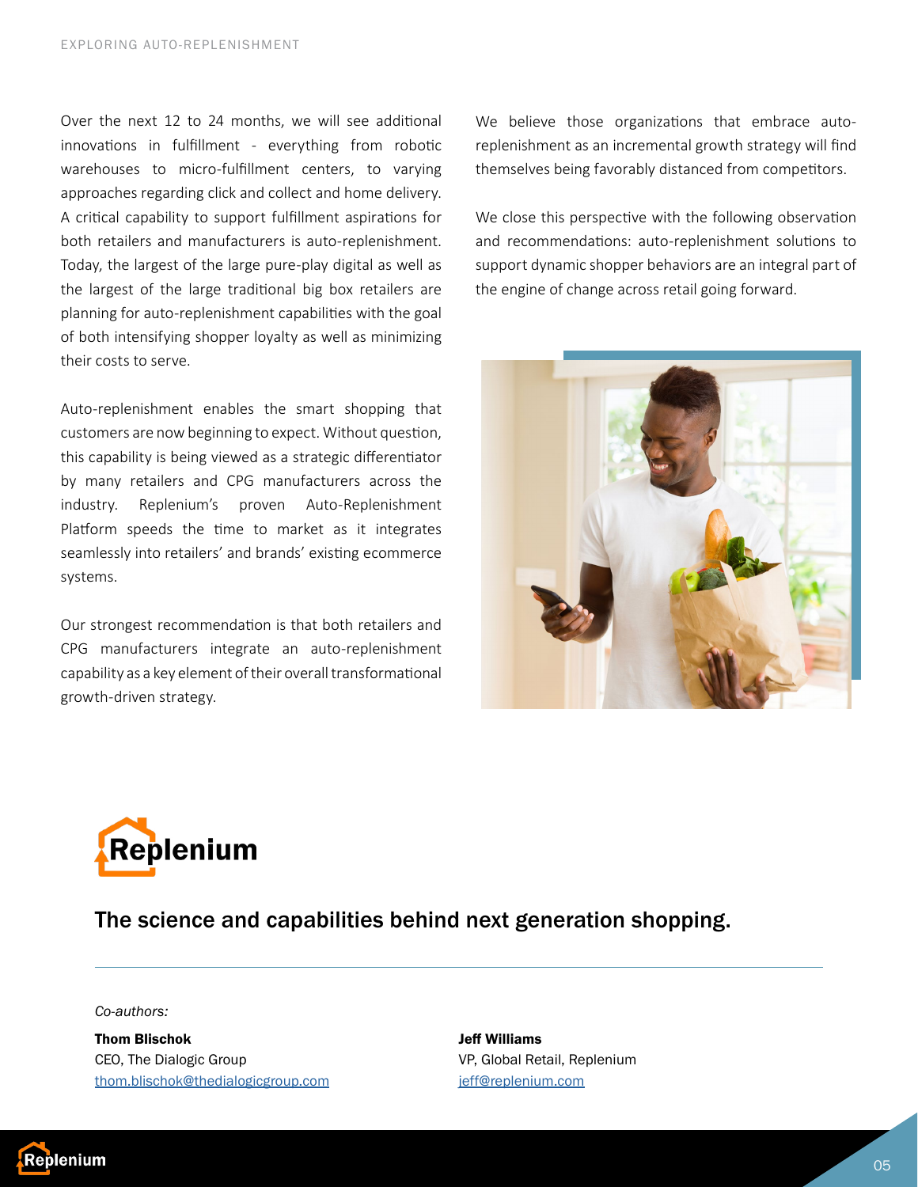Over the next 12 to 24 months, we will see additional innovations in fulfillment - everything from robotic warehouses to micro-fulfillment centers, to varying approaches regarding click and collect and home delivery. A critical capability to support fulfillment aspirations for both retailers and manufacturers is auto-replenishment. Today, the largest of the large pure-play digital as well as the largest of the large traditional big box retailers are planning for auto-replenishment capabilities with the goal of both intensifying shopper loyalty as well as minimizing their costs to serve.

Auto-replenishment enables the smart shopping that customers are now beginning to expect. Without question, this capability is being viewed as a strategic differentiator by many retailers and CPG manufacturers across the industry. Replenium's proven Auto-Replenishment Platform speeds the time to market as it integrates seamlessly into retailers' and brands' existing ecommerce systems.

Our strongest recommendation is that both retailers and CPG manufacturers integrate an auto-replenishment capability as a key element of their overall transformational growth-driven strategy.

We believe those organizations that embrace auto-replenishment as an incremental growth strategy will find themselves being favorably distanced from competitors.

We close this perspective with the following observation and recommendations: auto-replenishment solutions to support dynamic shopper behaviors are an integral part of the engine of change across retail going forward.

**Replenium**

## The science and capabilities behind next generation shopping.

*Co-authors:*

**Thom Blischok**
CEO, The Dialogic Group
thom.blischok@thedialogicgroup.com

**Jeff Williams**
VP, Global Retail, Replenium
jeff@replenium.com